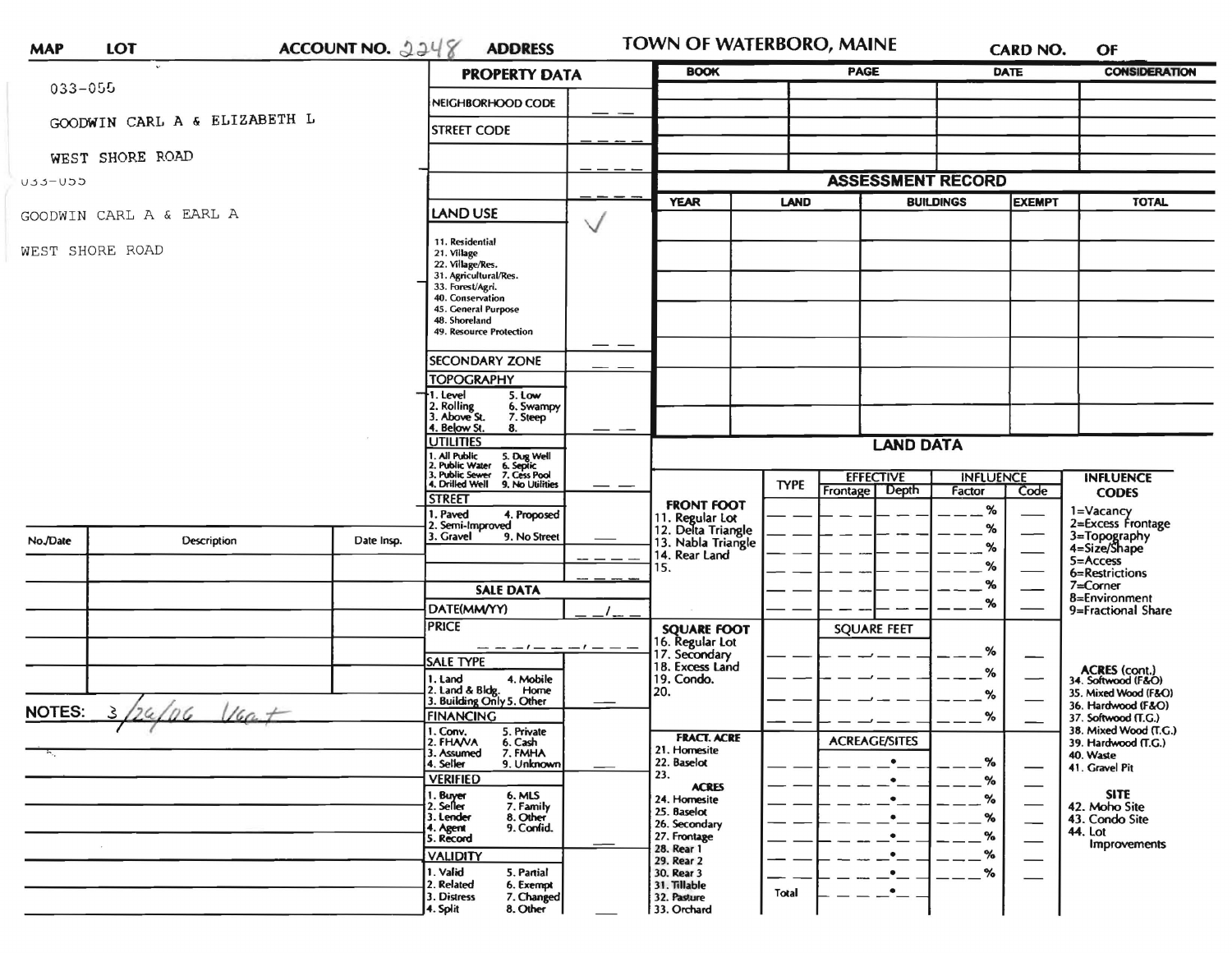MAP LOT ACCOUNT NO. 2248 ADDRESS **TOWN OF WATERBORO, MAINE** CARD NO. OF

033-055

GOODWIN CARL A & ELIZABETH L

WEST SHORE ROAD

033-055

GOODWIN CARL A & EARL A

WEST SHORE ROAD

## PROPERTY DATA

| | |
|---|---|
| NEIGHBORHOOD CODE | |
| STREET CODE | |
| | |
| | |
| LAND USE | ✓ |

LAND USE: 11. Residential, 21. Village, 22. Village/Res., 31. Agricultural/Res., 33. Forest/Agri., 40. Conservation, 45. General Purpose, 48. Shoreland, 49. Resource Protection

SECONDARY ZONE

TOPOGRAPHY: 1. Level, 2. Rolling, 3. Above St., 4. Below St., 5. Low, 6. Swampy, 7. Steep, 8.

UTILITIES: 1. All Public, 2. Public Water, 3. Public Sewer, 4. Drilled Well, 5. Dug Well, 6. Septic, 7. Cess Pool, 9. No Utilities

STREET: 1. Paved, 2. Semi-Improved, 3. Gravel, 4. Proposed, 9. No Street

### SALE DATA

DATE(MM/YY) __/__

PRICE

SALE TYPE: 1. Land, 2. Land & Bldg., 3. Building Only, 4. Mobile Home, 5. Other

FINANCING: 1. Conv., 2. FHA/VA, 3. Assumed, 4. Seller, 5. Private, 6. Cash, 7. FMHA, 9. Unknown

VERIFIED: 1. Buyer, 2. Seller, 3. Lender, 4. Agent, 5. Record, 6. MLS, 7. Family, 8. Other, 9. Confid.

VALIDITY: 1. Valid, 2. Related, 3. Distress, 4. Split, 5. Partial, 6. Exempt, 7. Changed, 8. Other

| BOOK | PAGE | DATE | CONSIDERATION |
|---|---|---|---|
| | | | |
| | | | |
| | | | |
| | | | |

## ASSESSMENT RECORD

| YEAR | LAND | BUILDINGS | EXEMPT | TOTAL |
|---|---|---|---|---|
| | | | | |
| | | | | |
| | | | | |
| | | | | |
| | | | | |
| | | | | |
| | | | | |

## LAND DATA

| | TYPE | EFFECTIVE Frontage | EFFECTIVE Depth | INFLUENCE Factor | INFLUENCE Code |
|---|---|---|---|---|---|
| **FRONT FOOT** 11. Regular Lot, 12. Delta Triangle, 13. Nabla Triangle, 14. Rear Land, 15. | | | | % | |
| **SQUARE FOOT** 16. Regular Lot, 17. Secondary, 18. Excess Land, 19. Condo., 20. | | SQUARE FEET | | % | |
| **FRACT. ACRE** 21. Homesite, 22. Baselot, 23. **ACRES** 24. Homesite, 25. Baselot, 26. Secondary, 27. Frontage, 28. Rear 1, 29. Rear 2, 30. Rear 3, 31. Tillable, 32. Pasture, 33. Orchard | | ACREAGE/SITES | | % | |
| | Total | | | | |

**INFLUENCE CODES**
1=Vacancy
2=Excess Frontage
3=Topography
4=Size/Shape
5=Access
6=Restrictions
7=Corner
8=Environment
9=Fractional Share

**ACRES (cont.)**
34. Softwood (F&O)
35. Mixed Wood (F&O)
36. Hardwood (F&O)
37. Softwood (T.G.)
38. Mixed Wood (T.G.)
39. Hardwood (T.G.)
40. Waste
41. Gravel Pit

**SITE**
42. Moho Site
43. Condo Site
44. Lot Improvements

| No./Date | Description | Date Insp. |
|---|---|---|
| | | |
| | | |
| | | |
| | | |
| | | |
| | | |

**NOTES:** 3/24/06 Vacant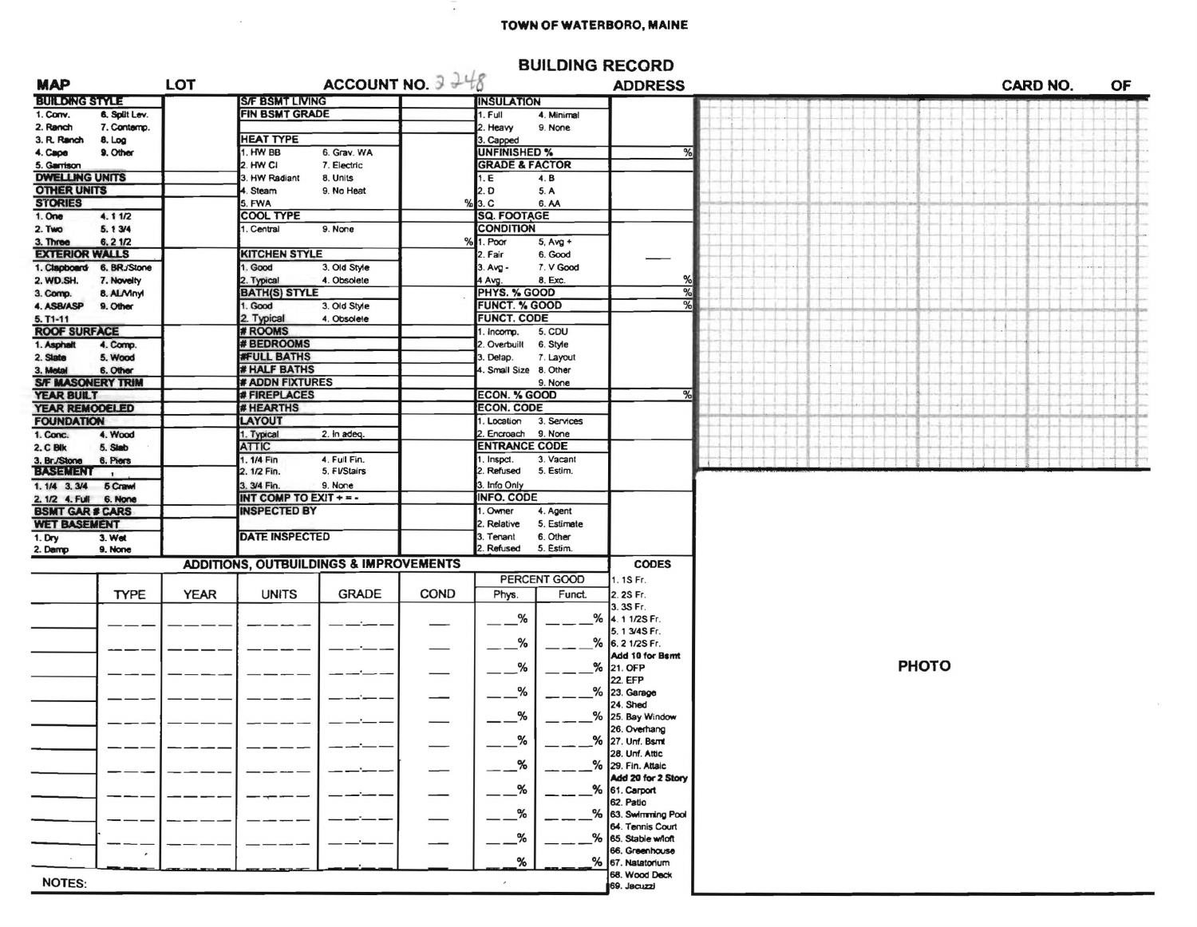TOWN OF WATERBORO, MAINE

# BUILDING RECORD

MAP | LOT | ACCOUNT NO. 3248 | ADDRESS | CARD NO. | OF

| | | | | | |
|---|---|---|---|---|---|
| **BUILDING STYLE** 1. Conv. 6. Split Lev. 2. Ranch 7. Contemp. 3. R. Ranch 8. Log 4. Cape 9. Other 5. Garrison | | **S/F BSMT LIVING** | | **INSULATION** 1. Full 4. Minimal 2. Heavy 9. None 3. Capped | |
| | | **FIN BSMT GRADE** | | | |
| | | **HEAT TYPE** 1. HW BB 6. Grav. WA 2. HW CI 7. Electric 3. HW Radiant 8. Units 4. Steam 9. No Heat 5. FWA | % | **UNFINISHED %** | % |
| **DWELLING UNITS** | | | | **GRADE & FACTOR** 1. E 4. B 2. D 5. A 3. C 6. AA | |
| **OTHER UNITS** | | | | | |
| **STORIES** 1. One 4. 1 1/2 2. Two 5. 1 3/4 3. Three 6. 2 1/2 | | **COOL TYPE** 1. Central 9. None | % | **SQ. FOOTAGE** | |
| **EXTERIOR WALLS** 1. Clapboard 6. BR./Stone 2. WD.SH. 7. Novelty 3. Comp. 8. AL/Vinyl 4. ASB/ASP 9. Other 5. T1-11 | | **KITCHEN STYLE** 1. Good 3. Old Style 2. Typical 4. Obsolete | | **CONDITION** 1. Poor 5. Avg + 2. Fair 6. Good 3. Avg - 7. V Good 4 Avg. 8. Exc. | ___ |
| | | **BATH(S) STYLE** 1. Good 3. Old Style 2. Typical 4. Obsolete | | **PHYS. % GOOD** | % |
| | | | | **FUNCT. % GOOD** | % |
| **ROOF SURFACE** 1. Asphalt 4. Comp. 2. Slate 5. Wood 3. Metal 6. Other | | **# ROOMS** | | **FUNCT. CODE** 1. Incomp. 5. CDU 2. Overbuilt 6. Style 3. Delap. 7. Layout 4. Small Size 8. Other 9. None | |
| | | **# BEDROOMS** | | | |
| | | **#FULL BATHS** | | | |
| | | **# HALF BATHS** | | | |
| **S/F MASONERY TRIM** | | **# ADDN FIXTURES** | | | |
| **YEAR BUILT** | | **# FIREPLACES** | | **ECON. % GOOD** | % |
| **YEAR REMODELED** | | **# HEARTHS** | | **ECON. CODE** 1. Location 3. Services 2. Encroach 9. None | |
| **FOUNDATION** 1. Conc. 4. Wood 2. C Blk 5. Slab 3. Br./Stone 6. Piers | | **LAYOUT** 1. Typical 2. In adeq. | | | |
| | | **ATTIC** 1. 1/4 Fin 4. Full Fin. 2. 1/2 Fin. 5. Fl/Stairs 3. 3/4 Fin. 9. None | | **ENTRANCE CODE** 1. Inspct. 3. Vacant 2. Refused 5. Estim. 3. Info Only | |
| **BASEMENT** 1. 1/4 3. 3/4 5 Crawl 2. 1/2 4. Full 6. None | | | | | |
| | | **INT COMP TO EXIT + = -** | | **INFO. CODE** 1. Owner 4. Agent 2. Relative 5. Estimate 3. Tenant 6. Other 2. Refused 5. Estim. | |
| **BSMT GAR # CARS** | | **INSPECTED BY** | | | |
| **WET BASEMENT** 1. Dry 3. Wet 2. Damp 9. None | | **DATE INSPECTED** | | | |

## ADDITIONS, OUTBUILDINGS & IMPROVEMENTS

| | TYPE | YEAR | UNITS | GRADE | COND | PERCENT GOOD Phys. | Funct. |
|---|---|---|---|---|---|---|---|
| | | | | | | % | % |
| | | | | | | % | % |
| | | | | | | % | % |
| | | | | | | % | % |
| | | | | | | % | % |
| | | | | | | % | % |
| | | | | | | % | % |
| | | | | | | % | % |
| | | | | | | % | % |
| | | | | | | % | % |
| | | | | | | % | % |

**CODES**

1. 1S Fr.
2. 2S Fr.
3. 3S Fr.
4. 1 1/2S Fr.
5. 1 3/4S Fr.
6. 2 1/2S Fr.

**Add 10 for Bsmt**

21. OFP
22. EFP
23. Garage
24. Shed
25. Bay Window
26. Overhang
27. Unf. Bsmt
28. Unf. Attic
29. Fin. Attaic

**Add 20 for 2 Story**

61. Carport
62. Patio
63. Swimming Pool
64. Tennis Court
65. Stable w/loft
66. Greenhouse
67. Natatorium
68. Wood Deck
69. Jacuzzi

NOTES:

PHOTO